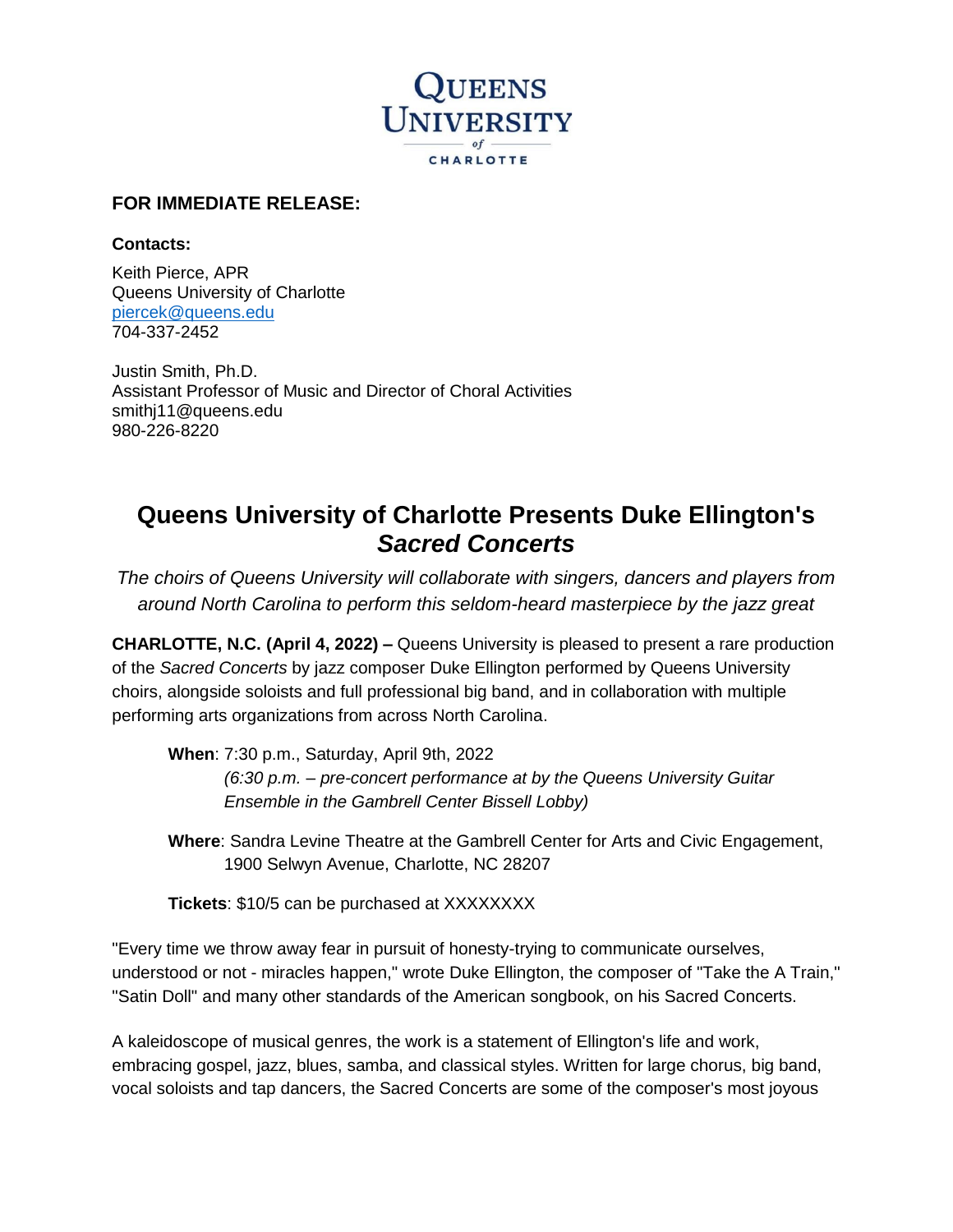Queens University of Charlotte

**FOR IMMEDIATE RELEASE:**

**Contacts:**

Keith Pierce, APR
Queens University of Charlotte
piercek@queens.edu
704-337-2452

Justin Smith, Ph.D.
Assistant Professor of Music and Director of Choral Activities
smithj11@queens.edu
980-226-8220

# Queens University of Charlotte Presents Duke Ellington's *Sacred Concerts*

*The choirs of Queens University will collaborate with singers, dancers and players from around North Carolina to perform this seldom-heard masterpiece by the jazz great*

**CHARLOTTE, N.C. (April 4, 2022) –** Queens University is pleased to present a rare production of the *Sacred Concerts* by jazz composer Duke Ellington performed by Queens University choirs, alongside soloists and full professional big band, and in collaboration with multiple performing arts organizations from across North Carolina.

**When**: 7:30 p.m., Saturday, April 9th, 2022
*(6:30 p.m. – pre-concert performance at by the Queens University Guitar Ensemble in the Gambrell Center Bissell Lobby)*

**Where**: Sandra Levine Theatre at the Gambrell Center for Arts and Civic Engagement, 1900 Selwyn Avenue, Charlotte, NC 28207

**Tickets**: $10/5 can be purchased at XXXXXXXX

"Every time we throw away fear in pursuit of honesty-trying to communicate ourselves, understood or not - miracles happen," wrote Duke Ellington, the composer of "Take the A Train," "Satin Doll" and many other standards of the American songbook, on his Sacred Concerts.

A kaleidoscope of musical genres, the work is a statement of Ellington's life and work, embracing gospel, jazz, blues, samba, and classical styles. Written for large chorus, big band, vocal soloists and tap dancers, the Sacred Concerts are some of the composer's most joyous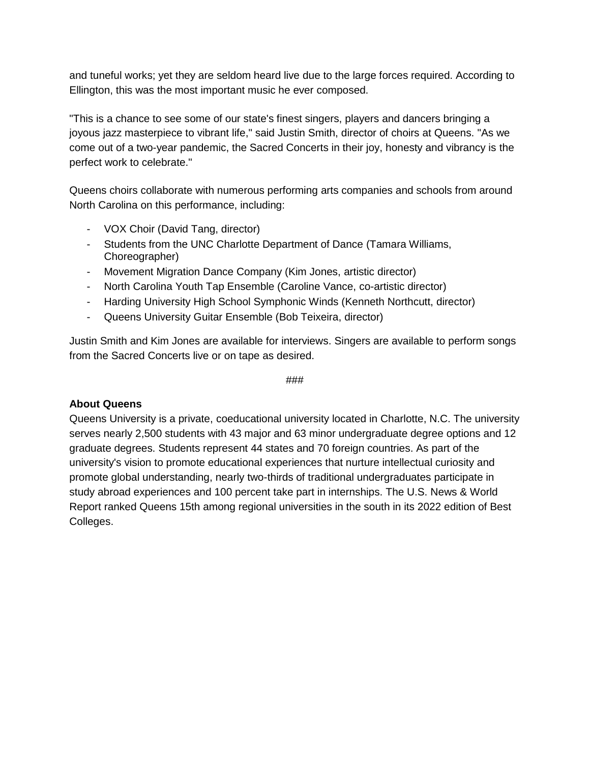and tuneful works; yet they are seldom heard live due to the large forces required. According to Ellington, this was the most important music he ever composed.

"This is a chance to see some of our state's finest singers, players and dancers bringing a joyous jazz masterpiece to vibrant life," said Justin Smith, director of choirs at Queens. "As we come out of a two-year pandemic, the Sacred Concerts in their joy, honesty and vibrancy is the perfect work to celebrate."

Queens choirs collaborate with numerous performing arts companies and schools from around North Carolina on this performance, including:

- VOX Choir (David Tang, director)
- Students from the UNC Charlotte Department of Dance (Tamara Williams, Choreographer)
- Movement Migration Dance Company (Kim Jones, artistic director)
- North Carolina Youth Tap Ensemble (Caroline Vance, co-artistic director)
- Harding University High School Symphonic Winds (Kenneth Northcutt, director)
- Queens University Guitar Ensemble (Bob Teixeira, director)

Justin Smith and Kim Jones are available for interviews. Singers are available to perform songs from the Sacred Concerts live or on tape as desired.

###

**About Queens**

Queens University is a private, coeducational university located in Charlotte, N.C. The university serves nearly 2,500 students with 43 major and 63 minor undergraduate degree options and 12 graduate degrees. Students represent 44 states and 70 foreign countries. As part of the university's vision to promote educational experiences that nurture intellectual curiosity and promote global understanding, nearly two-thirds of traditional undergraduates participate in study abroad experiences and 100 percent take part in internships. The U.S. News & World Report ranked Queens 15th among regional universities in the south in its 2022 edition of Best Colleges.